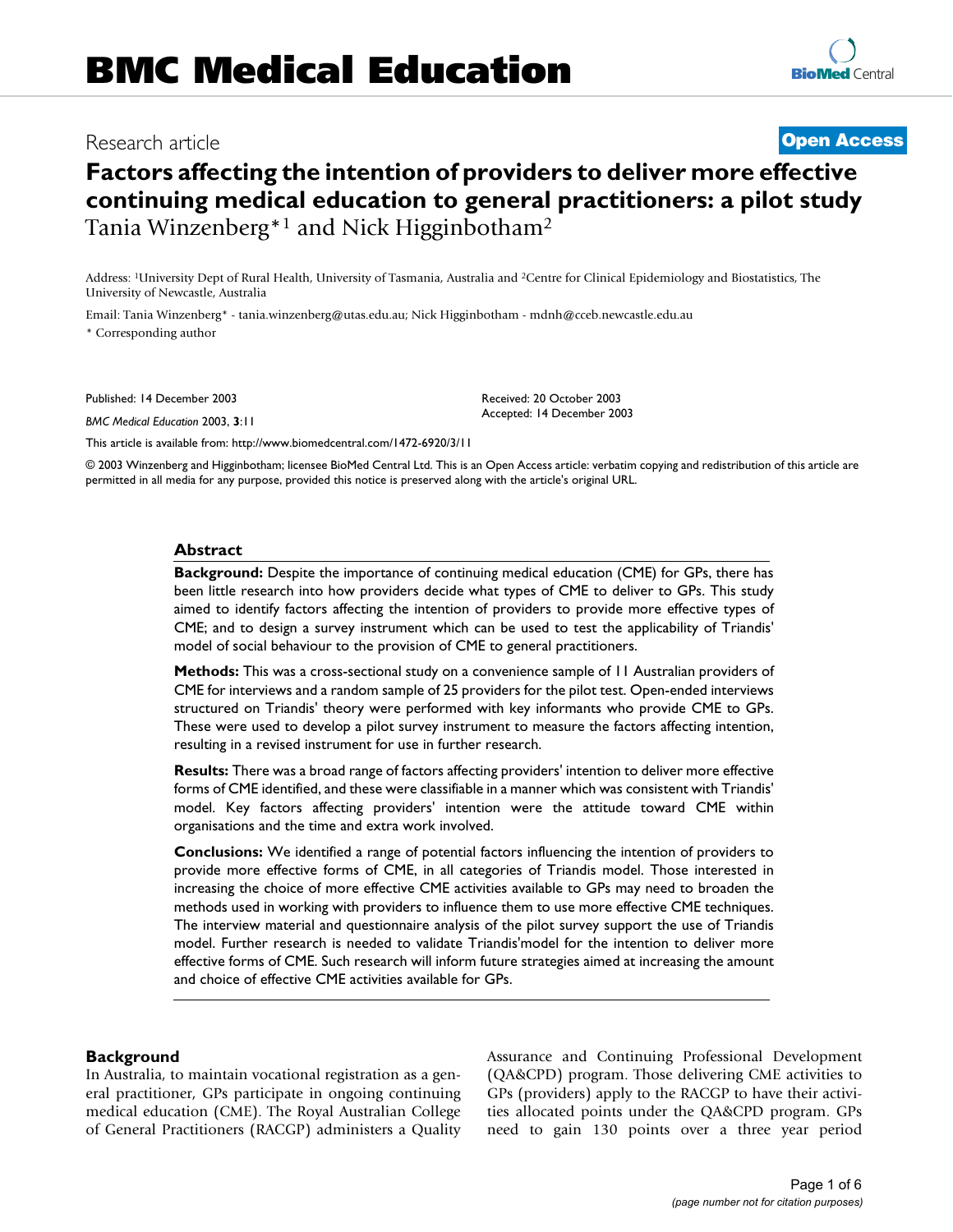BMC Medical Education

Research article

**Open Access**

# Factors affecting the intention of providers to deliver more effective continuing medical education to general practitioners: a pilot study

Tania Winzenberg*[1] and Nick Higginbotham[2]

Address: [1]University Dept of Rural Health, University of Tasmania, Australia and [2]Centre for Clinical Epidemiology and Biostatistics, The University of Newcastle, Australia

Email: Tania Winzenberg* - tania.winzenberg@utas.edu.au; Nick Higginbotham - mdnh@cceb.newcastle.edu.au

\* Corresponding author

Published: 14 December 2003

*BMC Medical Education* 2003, **3**:11

Received: 20 October 2003
Accepted: 14 December 2003

This article is available from: http://www.biomedcentral.com/1472-6920/3/11

© 2003 Winzenberg and Higginbotham; licensee BioMed Central Ltd. This is an Open Access article: verbatim copying and redistribution of this article are permitted in all media for any purpose, provided this notice is preserved along with the article's original URL.

## Abstract

**Background:** Despite the importance of continuing medical education (CME) for GPs, there has been little research into how providers decide what types of CME to deliver to GPs. This study aimed to identify factors affecting the intention of providers to provide more effective types of CME; and to design a survey instrument which can be used to test the applicability of Triandis' model of social behaviour to the provision of CME to general practitioners.

**Methods:** This was a cross-sectional study on a convenience sample of 11 Australian providers of CME for interviews and a random sample of 25 providers for the pilot test. Open-ended interviews structured on Triandis' theory were performed with key informants who provide CME to GPs. These were used to develop a pilot survey instrument to measure the factors affecting intention, resulting in a revised instrument for use in further research.

**Results:** There was a broad range of factors affecting providers' intention to deliver more effective forms of CME identified, and these were classifiable in a manner which was consistent with Triandis' model. Key factors affecting providers' intention were the attitude toward CME within organisations and the time and extra work involved.

**Conclusions:** We identified a range of potential factors influencing the intention of providers to provide more effective forms of CME, in all categories of Triandis model. Those interested in increasing the choice of more effective CME activities available to GPs may need to broaden the methods used in working with providers to influence them to use more effective CME techniques. The interview material and questionnaire analysis of the pilot survey support the use of Triandis model. Further research is needed to validate Triandis'model for the intention to deliver more effective forms of CME. Such research will inform future strategies aimed at increasing the amount and choice of effective CME activities available for GPs.

## Background

In Australia, to maintain vocational registration as a general practitioner, GPs participate in ongoing continuing medical education (CME). The Royal Australian College of General Practitioners (RACGP) administers a Quality Assurance and Continuing Professional Development (QA&CPD) program. Those delivering CME activities to GPs (providers) apply to the RACGP to have their activities allocated points under the QA&CPD program. GPs need to gain 130 points over a three year period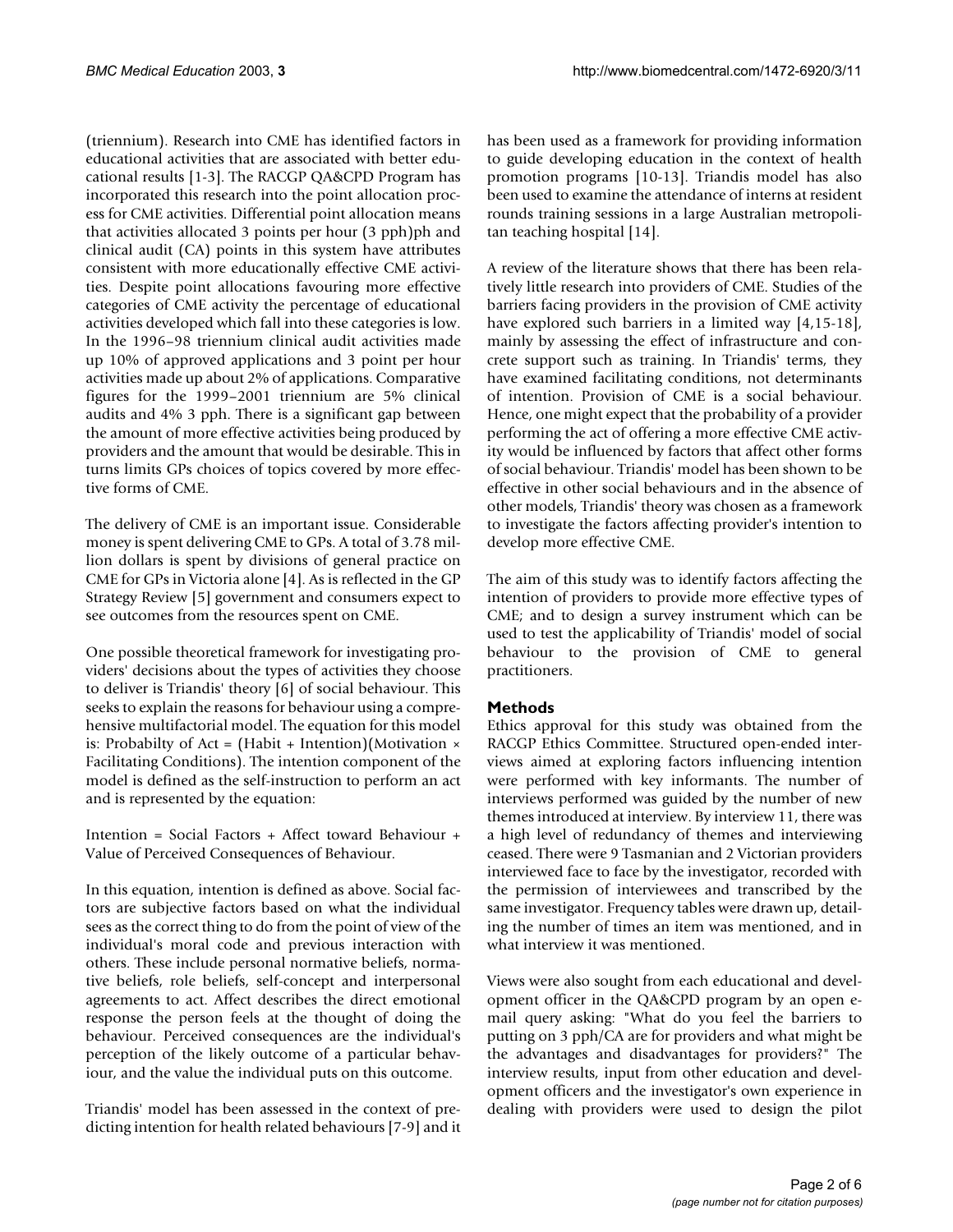(triennium). Research into CME has identified factors in educational activities that are associated with better educational results [1-3]. The RACGP QA&CPD Program has incorporated this research into the point allocation process for CME activities. Differential point allocation means that activities allocated 3 points per hour (3 pph)ph and clinical audit (CA) points in this system have attributes consistent with more educationally effective CME activities. Despite point allocations favouring more effective categories of CME activity the percentage of educational activities developed which fall into these categories is low. In the 1996–98 triennium clinical audit activities made up 10% of approved applications and 3 point per hour activities made up about 2% of applications. Comparative figures for the 1999–2001 triennium are 5% clinical audits and 4% 3 pph. There is a significant gap between the amount of more effective activities being produced by providers and the amount that would be desirable. This in turns limits GPs choices of topics covered by more effective forms of CME.

The delivery of CME is an important issue. Considerable money is spent delivering CME to GPs. A total of 3.78 million dollars is spent by divisions of general practice on CME for GPs in Victoria alone [4]. As is reflected in the GP Strategy Review [5] government and consumers expect to see outcomes from the resources spent on CME.

One possible theoretical framework for investigating providers' decisions about the types of activities they choose to deliver is Triandis' theory [6] of social behaviour. This seeks to explain the reasons for behaviour using a comprehensive multifactorial model. The equation for this model is: Probabilty of Act = (Habit + Intention)(Motivation × Facilitating Conditions). The intention component of the model is defined as the self-instruction to perform an act and is represented by the equation:

Intention = Social Factors + Affect toward Behaviour + Value of Perceived Consequences of Behaviour.

In this equation, intention is defined as above. Social factors are subjective factors based on what the individual sees as the correct thing to do from the point of view of the individual's moral code and previous interaction with others. These include personal normative beliefs, normative beliefs, role beliefs, self-concept and interpersonal agreements to act. Affect describes the direct emotional response the person feels at the thought of doing the behaviour. Perceived consequences are the individual's perception of the likely outcome of a particular behaviour, and the value the individual puts on this outcome.

Triandis' model has been assessed in the context of predicting intention for health related behaviours [7-9] and it has been used as a framework for providing information to guide developing education in the context of health promotion programs [10-13]. Triandis model has also been used to examine the attendance of interns at resident rounds training sessions in a large Australian metropolitan teaching hospital [14].

A review of the literature shows that there has been relatively little research into providers of CME. Studies of the barriers facing providers in the provision of CME activity have explored such barriers in a limited way [4,15-18], mainly by assessing the effect of infrastructure and concrete support such as training. In Triandis' terms, they have examined facilitating conditions, not determinants of intention. Provision of CME is a social behaviour. Hence, one might expect that the probability of a provider performing the act of offering a more effective CME activity would be influenced by factors that affect other forms of social behaviour. Triandis' model has been shown to be effective in other social behaviours and in the absence of other models, Triandis' theory was chosen as a framework to investigate the factors affecting provider's intention to develop more effective CME.

The aim of this study was to identify factors affecting the intention of providers to provide more effective types of CME; and to design a survey instrument which can be used to test the applicability of Triandis' model of social behaviour to the provision of CME to general practitioners.

## Methods

Ethics approval for this study was obtained from the RACGP Ethics Committee. Structured open-ended interviews aimed at exploring factors influencing intention were performed with key informants. The number of interviews performed was guided by the number of new themes introduced at interview. By interview 11, there was a high level of redundancy of themes and interviewing ceased. There were 9 Tasmanian and 2 Victorian providers interviewed face to face by the investigator, recorded with the permission of interviewees and transcribed by the same investigator. Frequency tables were drawn up, detailing the number of times an item was mentioned, and in what interview it was mentioned.

Views were also sought from each educational and development officer in the QA&CPD program by an open e-mail query asking: "What do you feel the barriers to putting on 3 pph/CA are for providers and what might be the advantages and disadvantages for providers?" The interview results, input from other education and development officers and the investigator's own experience in dealing with providers were used to design the pilot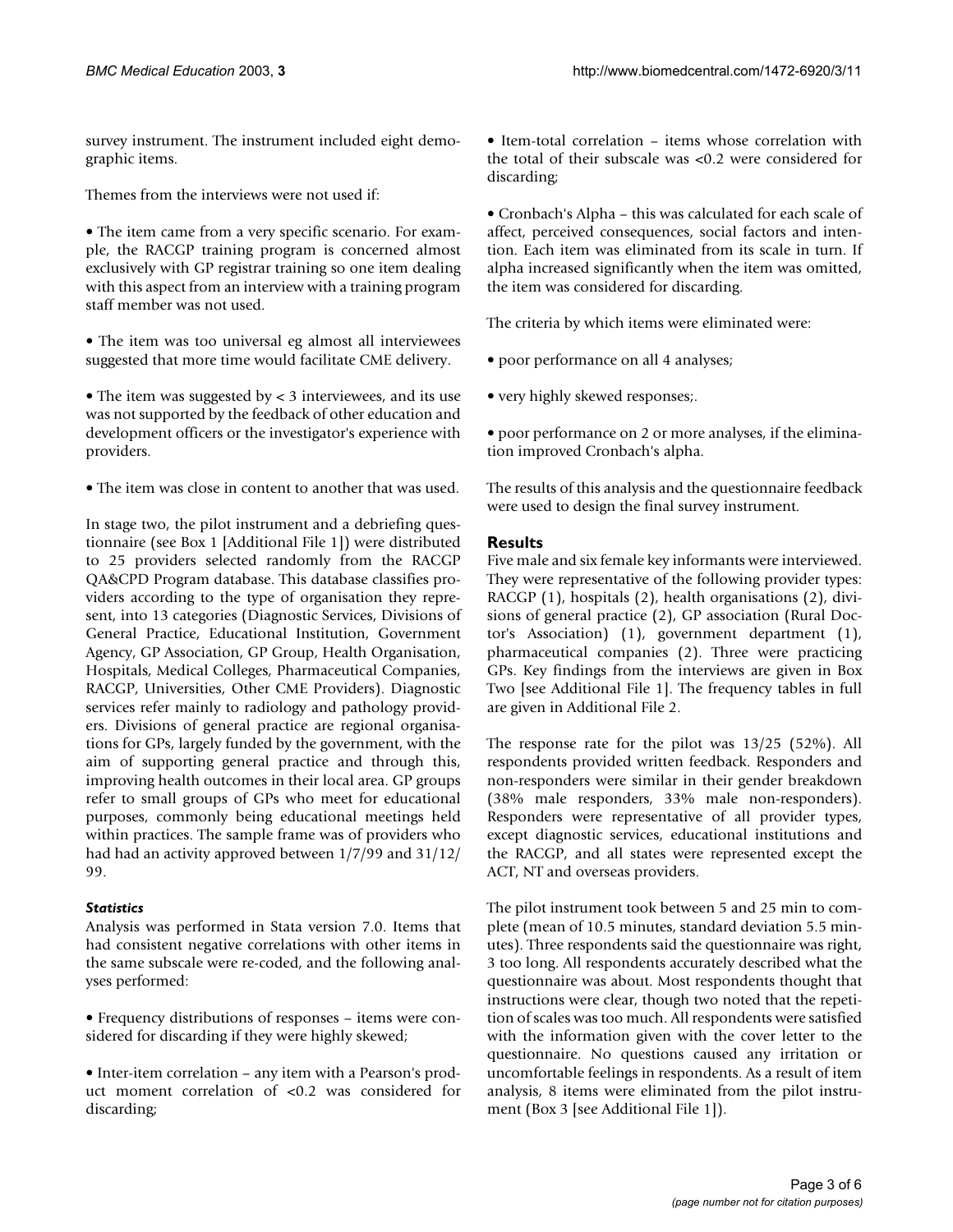survey instrument. The instrument included eight demographic items.

Themes from the interviews were not used if:

- The item came from a very specific scenario. For example, the RACGP training program is concerned almost exclusively with GP registrar training so one item dealing with this aspect from an interview with a training program staff member was not used.

- The item was too universal eg almost all interviewees suggested that more time would facilitate CME delivery.

- The item was suggested by < 3 interviewees, and its use was not supported by the feedback of other education and development officers or the investigator's experience with providers.

- The item was close in content to another that was used.

In stage two, the pilot instrument and a debriefing questionnaire (see Box 1 [Additional File 1]) were distributed to 25 providers selected randomly from the RACGP QA&CPD Program database. This database classifies providers according to the type of organisation they represent, into 13 categories (Diagnostic Services, Divisions of General Practice, Educational Institution, Government Agency, GP Association, GP Group, Health Organisation, Hospitals, Medical Colleges, Pharmaceutical Companies, RACGP, Universities, Other CME Providers). Diagnostic services refer mainly to radiology and pathology providers. Divisions of general practice are regional organisations for GPs, largely funded by the government, with the aim of supporting general practice and through this, improving health outcomes in their local area. GP groups refer to small groups of GPs who meet for educational purposes, commonly being educational meetings held within practices. The sample frame was of providers who had had an activity approved between 1/7/99 and 31/12/99.

### *Statistics*

Analysis was performed in Stata version 7.0. Items that had consistent negative correlations with other items in the same subscale were re-coded, and the following analyses performed:

- Frequency distributions of responses – items were considered for discarding if they were highly skewed;

- Inter-item correlation – any item with a Pearson's product moment correlation of <0.2 was considered for discarding;

- Item-total correlation – items whose correlation with the total of their subscale was <0.2 were considered for discarding;

- Cronbach's Alpha – this was calculated for each scale of affect, perceived consequences, social factors and intention. Each item was eliminated from its scale in turn. If alpha increased significantly when the item was omitted, the item was considered for discarding.

The criteria by which items were eliminated were:

- poor performance on all 4 analyses;

- very highly skewed responses;.

- poor performance on 2 or more analyses, if the elimination improved Cronbach's alpha.

The results of this analysis and the questionnaire feedback were used to design the final survey instrument.

## Results

Five male and six female key informants were interviewed. They were representative of the following provider types: RACGP (1), hospitals (2), health organisations (2), divisions of general practice (2), GP association (Rural Doctor's Association) (1), government department (1), pharmaceutical companies (2). Three were practicing GPs. Key findings from the interviews are given in Box Two [see Additional File 1]. The frequency tables in full are given in Additional File 2.

The response rate for the pilot was 13/25 (52%). All respondents provided written feedback. Responders and non-responders were similar in their gender breakdown (38% male responders, 33% male non-responders). Responders were representative of all provider types, except diagnostic services, educational institutions and the RACGP, and all states were represented except the ACT, NT and overseas providers.

The pilot instrument took between 5 and 25 min to complete (mean of 10.5 minutes, standard deviation 5.5 minutes). Three respondents said the questionnaire was right, 3 too long. All respondents accurately described what the questionnaire was about. Most respondents thought that instructions were clear, though two noted that the repetition of scales was too much. All respondents were satisfied with the information given with the cover letter to the questionnaire. No questions caused any irritation or uncomfortable feelings in respondents. As a result of item analysis, 8 items were eliminated from the pilot instrument (Box 3 [see Additional File 1]).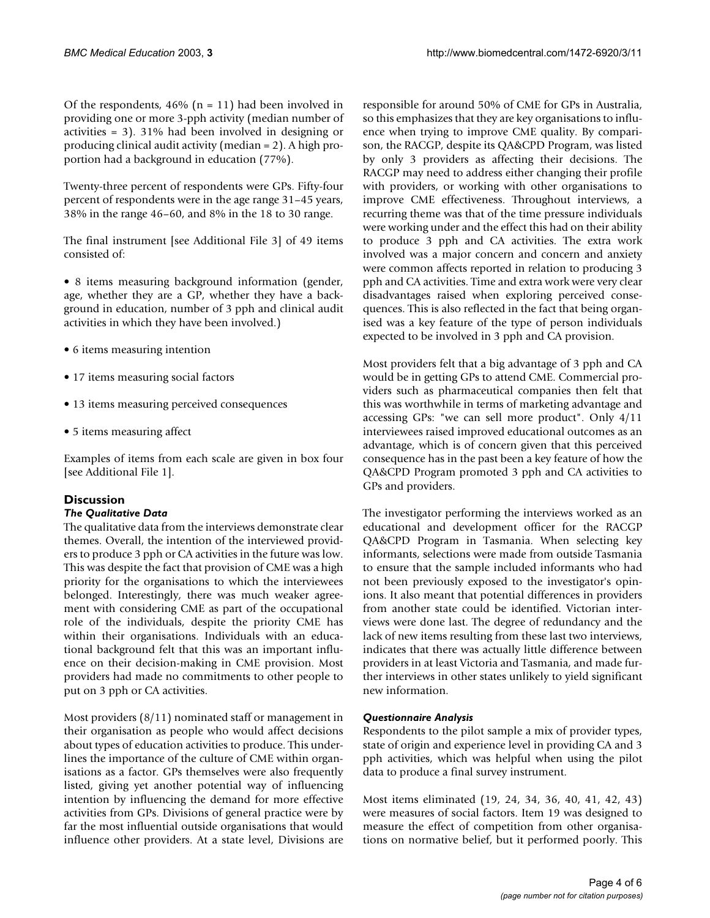Of the respondents, 46% (n = 11) had been involved in providing one or more 3-pph activity (median number of activities = 3). 31% had been involved in designing or producing clinical audit activity (median = 2). A high proportion had a background in education (77%).

Twenty-three percent of respondents were GPs. Fifty-four percent of respondents were in the age range 31–45 years, 38% in the range 46–60, and 8% in the 18 to 30 range.

The final instrument [see Additional File 3] of 49 items consisted of:

- 8 items measuring background information (gender, age, whether they are a GP, whether they have a background in education, number of 3 pph and clinical audit activities in which they have been involved.)
- 6 items measuring intention
- 17 items measuring social factors
- 13 items measuring perceived consequences
- 5 items measuring affect

Examples of items from each scale are given in box four [see Additional File 1].

## Discussion

### *The Qualitative Data*

The qualitative data from the interviews demonstrate clear themes. Overall, the intention of the interviewed providers to produce 3 pph or CA activities in the future was low. This was despite the fact that provision of CME was a high priority for the organisations to which the interviewees belonged. Interestingly, there was much weaker agreement with considering CME as part of the occupational role of the individuals, despite the priority CME has within their organisations. Individuals with an educational background felt that this was an important influence on their decision-making in CME provision. Most providers had made no commitments to other people to put on 3 pph or CA activities.

Most providers (8/11) nominated staff or management in their organisation as people who would affect decisions about types of education activities to produce. This underlines the importance of the culture of CME within organisations as a factor. GPs themselves were also frequently listed, giving yet another potential way of influencing intention by influencing the demand for more effective activities from GPs. Divisions of general practice were by far the most influential outside organisations that would influence other providers. At a state level, Divisions are responsible for around 50% of CME for GPs in Australia, so this emphasizes that they are key organisations to influence when trying to improve CME quality. By comparison, the RACGP, despite its QA&CPD Program, was listed by only 3 providers as affecting their decisions. The RACGP may need to address either changing their profile with providers, or working with other organisations to improve CME effectiveness. Throughout interviews, a recurring theme was that of the time pressure individuals were working under and the effect this had on their ability to produce 3 pph and CA activities. The extra work involved was a major concern and concern and anxiety were common affects reported in relation to producing 3 pph and CA activities. Time and extra work were very clear disadvantages raised when exploring perceived consequences. This is also reflected in the fact that being organised was a key feature of the type of person individuals expected to be involved in 3 pph and CA provision.

Most providers felt that a big advantage of 3 pph and CA would be in getting GPs to attend CME. Commercial providers such as pharmaceutical companies then felt that this was worthwhile in terms of marketing advantage and accessing GPs: "we can sell more product". Only 4/11 interviewees raised improved educational outcomes as an advantage, which is of concern given that this perceived consequence has in the past been a key feature of how the QA&CPD Program promoted 3 pph and CA activities to GPs and providers.

The investigator performing the interviews worked as an educational and development officer for the RACGP QA&CPD Program in Tasmania. When selecting key informants, selections were made from outside Tasmania to ensure that the sample included informants who had not been previously exposed to the investigator's opinions. It also meant that potential differences in providers from another state could be identified. Victorian interviews were done last. The degree of redundancy and the lack of new items resulting from these last two interviews, indicates that there was actually little difference between providers in at least Victoria and Tasmania, and made further interviews in other states unlikely to yield significant new information.

### *Questionnaire Analysis*

Respondents to the pilot sample a mix of provider types, state of origin and experience level in providing CA and 3 pph activities, which was helpful when using the pilot data to produce a final survey instrument.

Most items eliminated (19, 24, 34, 36, 40, 41, 42, 43) were measures of social factors. Item 19 was designed to measure the effect of competition from other organisations on normative belief, but it performed poorly. This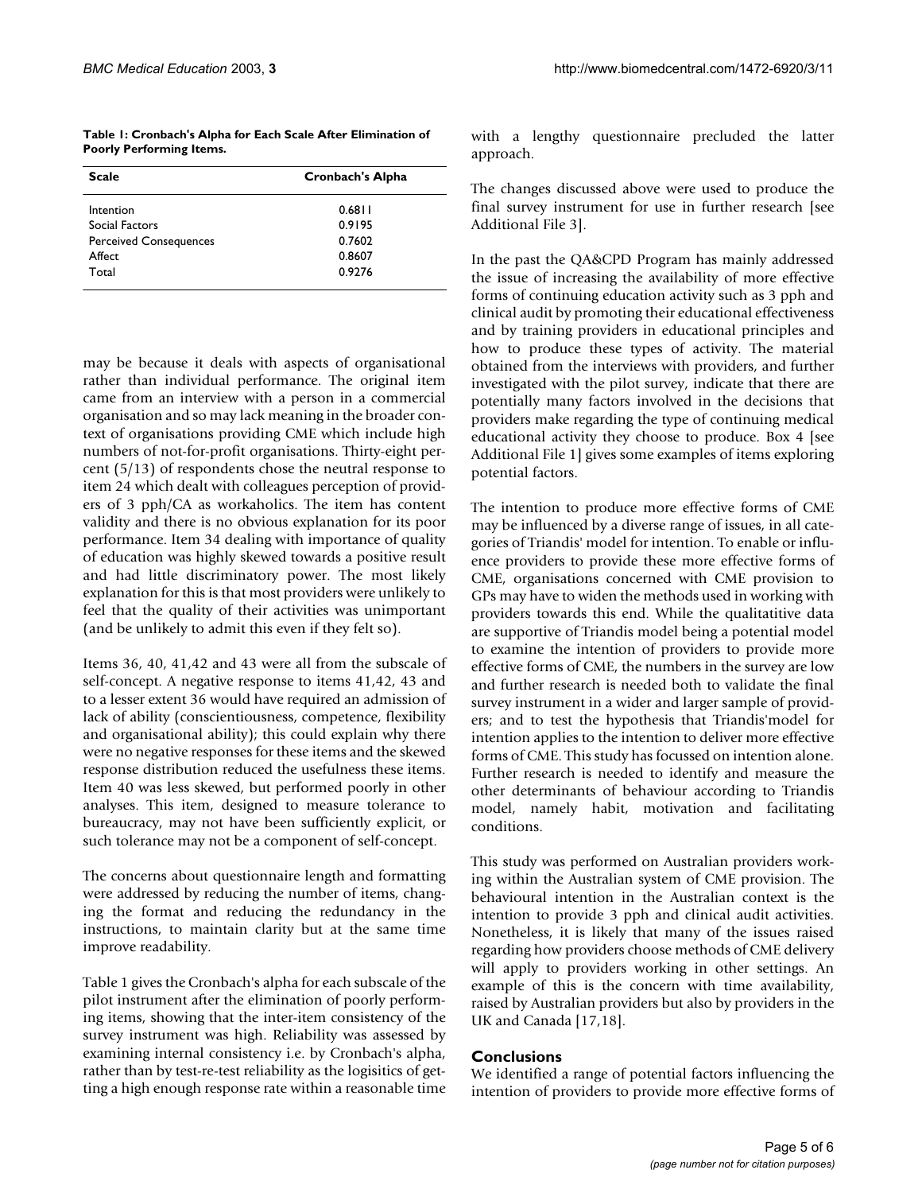**Table 1: Cronbach's Alpha for Each Scale After Elimination of Poorly Performing Items.**

| Scale | Cronbach's Alpha |
| --- | --- |
| Intention | 0.6811 |
| Social Factors | 0.9195 |
| Perceived Consequences | 0.7602 |
| Affect | 0.8607 |
| Total | 0.9276 |

may be because it deals with aspects of organisational rather than individual performance. The original item came from an interview with a person in a commercial organisation and so may lack meaning in the broader context of organisations providing CME which include high numbers of not-for-profit organisations. Thirty-eight percent (5/13) of respondents chose the neutral response to item 24 which dealt with colleagues perception of providers of 3 pph/CA as workaholics. The item has content validity and there is no obvious explanation for its poor performance. Item 34 dealing with importance of quality of education was highly skewed towards a positive result and had little discriminatory power. The most likely explanation for this is that most providers were unlikely to feel that the quality of their activities was unimportant (and be unlikely to admit this even if they felt so).

Items 36, 40, 41,42 and 43 were all from the subscale of self-concept. A negative response to items 41,42, 43 and to a lesser extent 36 would have required an admission of lack of ability (conscientiousness, competence, flexibility and organisational ability); this could explain why there were no negative responses for these items and the skewed response distribution reduced the usefulness these items. Item 40 was less skewed, but performed poorly in other analyses. This item, designed to measure tolerance to bureaucracy, may not have been sufficiently explicit, or such tolerance may not be a component of self-concept.

The concerns about questionnaire length and formatting were addressed by reducing the number of items, changing the format and reducing the redundancy in the instructions, to maintain clarity but at the same time improve readability.

Table 1 gives the Cronbach's alpha for each subscale of the pilot instrument after the elimination of poorly performing items, showing that the inter-item consistency of the survey instrument was high. Reliability was assessed by examining internal consistency i.e. by Cronbach's alpha, rather than by test-re-test reliability as the logisitics of getting a high enough response rate within a reasonable time with a lengthy questionnaire precluded the latter approach.

The changes discussed above were used to produce the final survey instrument for use in further research [see Additional File 3].

In the past the QA&CPD Program has mainly addressed the issue of increasing the availability of more effective forms of continuing education activity such as 3 pph and clinical audit by promoting their educational effectiveness and by training providers in educational principles and how to produce these types of activity. The material obtained from the interviews with providers, and further investigated with the pilot survey, indicate that there are potentially many factors involved in the decisions that providers make regarding the type of continuing medical educational activity they choose to produce. Box 4 [see Additional File 1] gives some examples of items exploring potential factors.

The intention to produce more effective forms of CME may be influenced by a diverse range of issues, in all categories of Triandis' model for intention. To enable or influence providers to provide these more effective forms of CME, organisations concerned with CME provision to GPs may have to widen the methods used in working with providers towards this end. While the qualitatitive data are supportive of Triandis model being a potential model to examine the intention of providers to provide more effective forms of CME, the numbers in the survey are low and further research is needed both to validate the final survey instrument in a wider and larger sample of providers; and to test the hypothesis that Triandis'model for intention applies to the intention to deliver more effective forms of CME. This study has focussed on intention alone. Further research is needed to identify and measure the other determinants of behaviour according to Triandis model, namely habit, motivation and facilitating conditions.

This study was performed on Australian providers working within the Australian system of CME provision. The behavioural intention in the Australian context is the intention to provide 3 pph and clinical audit activities. Nonetheless, it is likely that many of the issues raised regarding how providers choose methods of CME delivery will apply to providers working in other settings. An example of this is the concern with time availability, raised by Australian providers but also by providers in the UK and Canada [17,18].

## Conclusions

We identified a range of potential factors influencing the intention of providers to provide more effective forms of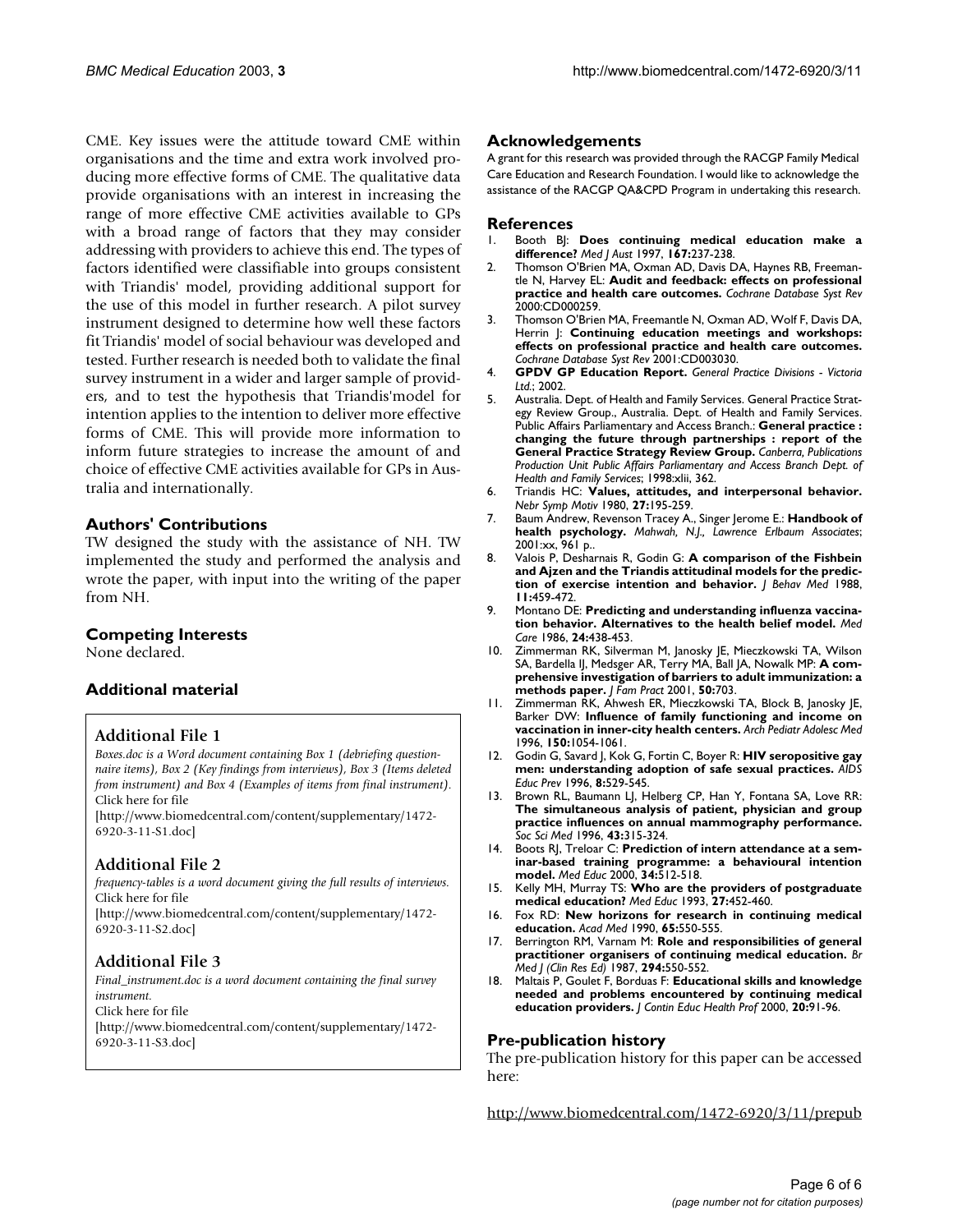CME. Key issues were the attitude toward CME within organisations and the time and extra work involved producing more effective forms of CME. The qualitative data provide organisations with an interest in increasing the range of more effective CME activities available to GPs with a broad range of factors that they may consider addressing with providers to achieve this end. The types of factors identified were classifiable into groups consistent with Triandis' model, providing additional support for the use of this model in further research. A pilot survey instrument designed to determine how well these factors fit Triandis' model of social behaviour was developed and tested. Further research is needed both to validate the final survey instrument in a wider and larger sample of providers, and to test the hypothesis that Triandis'model for intention applies to the intention to deliver more effective forms of CME. This will provide more information to inform future strategies to increase the amount of and choice of effective CME activities available for GPs in Australia and internationally.

## Authors' Contributions

TW designed the study with the assistance of NH. TW implemented the study and performed the analysis and wrote the paper, with input into the writing of the paper from NH.

## Competing Interests

None declared.

## Additional material

### Additional File 1

*Boxes.doc is a Word document containing Box 1 (debriefing questionnaire items), Box 2 (Key findings from interviews), Box 3 (Items deleted from instrument) and Box 4 (Examples of items from final instrument).*
Click here for file
[http://www.biomedcentral.com/content/supplementary/1472-6920-3-11-S1.doc]

### Additional File 2

*frequency-tables is a word document giving the full results of interviews.*
Click here for file
[http://www.biomedcentral.com/content/supplementary/1472-6920-3-11-S2.doc]

### Additional File 3

*Final_instrument.doc is a word document containing the final survey instrument.*
Click here for file
[http://www.biomedcentral.com/content/supplementary/1472-6920-3-11-S3.doc]

## Acknowledgements

A grant for this research was provided through the RACGP Family Medical Care Education and Research Foundation. I would like to acknowledge the assistance of the RACGP QA&CPD Program in undertaking this research.

## References

1. Booth BJ: **Does continuing medical education make a difference?** *Med J Aust* 1997, **167:**237-238.
2. Thomson O'Brien MA, Oxman AD, Davis DA, Haynes RB, Freemantle N, Harvey EL: **Audit and feedback: effects on professional practice and health care outcomes.** *Cochrane Database Syst Rev* 2000:CD000259.
3. Thomson O'Brien MA, Freemantle N, Oxman AD, Wolf F, Davis DA, Herrin J: **Continuing education meetings and workshops: effects on professional practice and health care outcomes.** *Cochrane Database Syst Rev* 2001:CD003030.
4. **GPDV GP Education Report.** *General Practice Divisions - Victoria Ltd.*; 2002.
5. Australia. Dept. of Health and Family Services. General Practice Strategy Review Group., Australia. Dept. of Health and Family Services. Public Affairs Parliamentary and Access Branch.: **General practice : changing the future through partnerships : report of the General Practice Strategy Review Group.** *Canberra, Publications Production Unit Public Affairs Parliamentary and Access Branch Dept. of Health and Family Services*; 1998:xlii, 362.
6. Triandis HC: **Values, attitudes, and interpersonal behavior.** *Nebr Symp Motiv* 1980, **27:**195-259.
7. Baum Andrew, Revenson Tracey A., Singer Jerome E.: **Handbook of health psychology.** *Mahwah, N.J., Lawrence Erlbaum Associates*; 2001:xx, 961 p..
8. Valois P, Desharnais R, Godin G: **A comparison of the Fishbein and Ajzen and the Triandis attitudinal models for the prediction of exercise intention and behavior.** *J Behav Med* 1988, **11:**459-472.
9. Montano DE: **Predicting and understanding influenza vaccination behavior. Alternatives to the health belief model.** *Med Care* 1986, **24:**438-453.
10. Zimmerman RK, Silverman M, Janosky JE, Mieczkowski TA, Wilson SA, Bardella IJ, Medsger AR, Terry MA, Ball JA, Nowalk MP: **A comprehensive investigation of barriers to adult immunization: a methods paper.** *J Fam Pract* 2001, **50:**703.
11. Zimmerman RK, Ahwesh ER, Mieczkowski TA, Block B, Janosky JE, Barker DW: **Influence of family functioning and income on vaccination in inner-city health centers.** *Arch Pediatr Adolesc Med* 1996, **150:**1054-1061.
12. Godin G, Savard J, Kok G, Fortin C, Boyer R: **HIV seropositive gay men: understanding adoption of safe sexual practices.** *AIDS Educ Prev* 1996, **8:**529-545.
13. Brown RL, Baumann LJ, Helberg CP, Han Y, Fontana SA, Love RR: **The simultaneous analysis of patient, physician and group practice influences on annual mammography performance.** *Soc Sci Med* 1996, **43:**315-324.
14. Boots RJ, Treloar C: **Prediction of intern attendance at a seminar-based training programme: a behavioural intention model.** *Med Educ* 2000, **34:**512-518.
15. Kelly MH, Murray TS: **Who are the providers of postgraduate medical education?** *Med Educ* 1993, **27:**452-460.
16. Fox RD: **New horizons for research in continuing medical education.** *Acad Med* 1990, **65:**550-555.
17. Berrington RM, Varnam M: **Role and responsibilities of general practitioner organisers of continuing medical education.** *Br Med J (Clin Res Ed)* 1987, **294:**550-552.
18. Maltais P, Goulet F, Borduas F: **Educational skills and knowledge needed and problems encountered by continuing medical education providers.** *J Contin Educ Health Prof* 2000, **20:**91-96.

## Pre-publication history

The pre-publication history for this paper can be accessed here:

http://www.biomedcentral.com/1472-6920/3/11/prepub